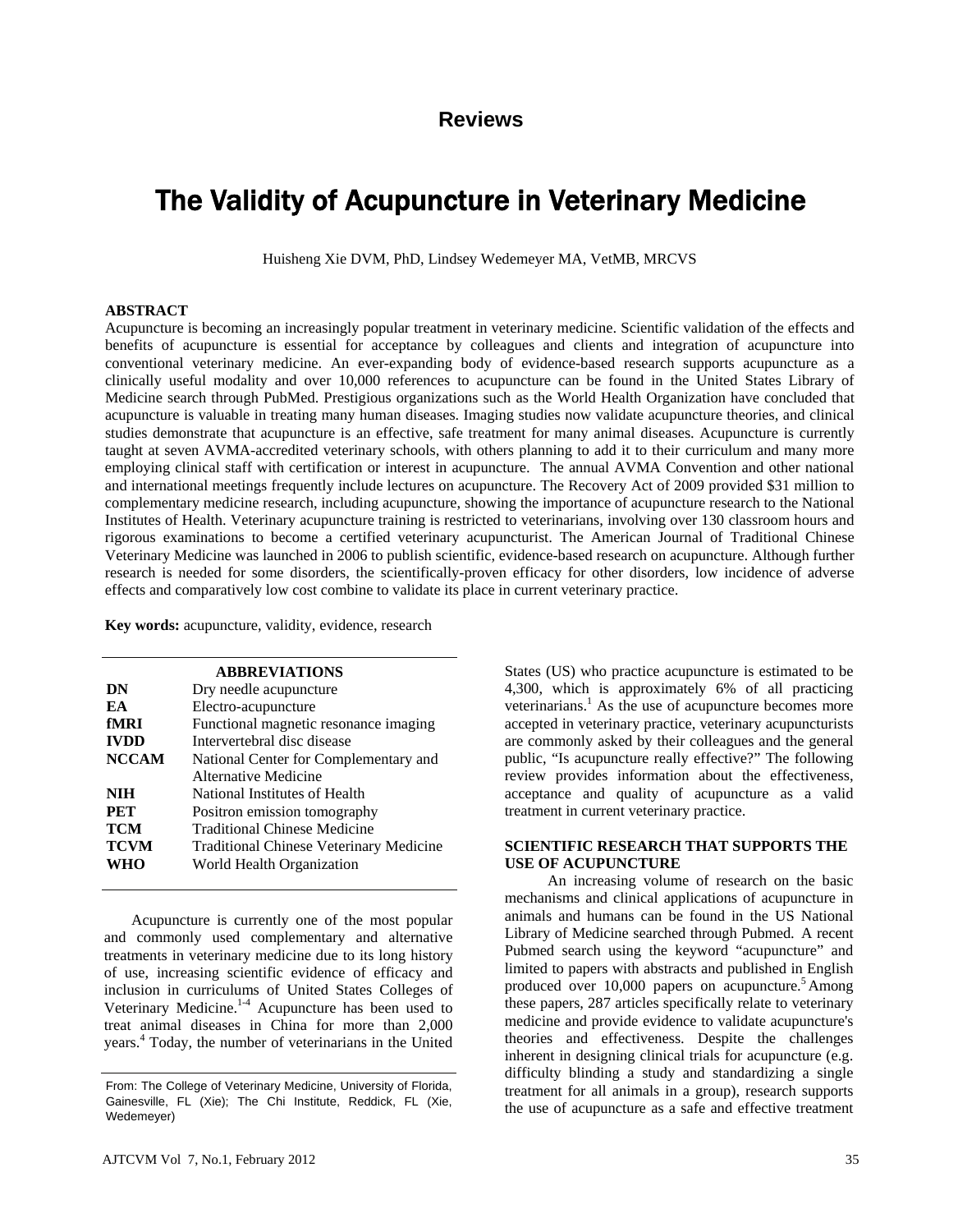## Reviews

# The Validity of Acupuncture in Veterinary Medicine

Huisheng Xie DVM, PhD, Lindsey Wedemeyer MA, VetMB, MRCVS

**ABSTRACT**

Acupuncture is becoming an increasingly popular treatment in veterinary medicine. Scientific validation of the effects and benefits of acupuncture is essential for acceptance by colleagues and clients and integration of acupuncture into conventional veterinary medicine. An ever-expanding body of evidence-based research supports acupuncture as a clinically useful modality and over 10,000 references to acupuncture can be found in the United States Library of Medicine search through PubMed. Prestigious organizations such as the World Health Organization have concluded that acupuncture is valuable in treating many human diseases. Imaging studies now validate acupuncture theories, and clinical studies demonstrate that acupuncture is an effective, safe treatment for many animal diseases. Acupuncture is currently taught at seven AVMA-accredited veterinary schools, with others planning to add it to their curriculum and many more employing clinical staff with certification or interest in acupuncture. The annual AVMA Convention and other national and international meetings frequently include lectures on acupuncture. The Recovery Act of 2009 provided $31 million to complementary medicine research, including acupuncture, showing the importance of acupuncture research to the National Institutes of Health. Veterinary acupuncture training is restricted to veterinarians, involving over 130 classroom hours and rigorous examinations to become a certified veterinary acupuncturist. The American Journal of Traditional Chinese Veterinary Medicine was launched in 2006 to publish scientific, evidence-based research on acupuncture. Although further research is needed for some disorders, the scientifically-proven efficacy for other disorders, low incidence of adverse effects and comparatively low cost combine to validate its place in current veterinary practice.

**Key words:** acupuncture, validity, evidence, research

| ABBREVIATIONS | |
|---|---|
| **DN** | Dry needle acupuncture |
| **EA** | Electro-acupuncture |
| **fMRI** | Functional magnetic resonance imaging |
| **IVDD** | Intervertebral disc disease |
| **NCCAM** | National Center for Complementary and Alternative Medicine |
| **NIH** | National Institutes of Health |
| **PET** | Positron emission tomography |
| **TCM** | Traditional Chinese Medicine |
| **TCVM** | Traditional Chinese Veterinary Medicine |
| **WHO** | World Health Organization |

Acupuncture is currently one of the most popular and commonly used complementary and alternative treatments in veterinary medicine due to its long history of use, increasing scientific evidence of efficacy and inclusion in curriculums of United States Colleges of Veterinary Medicine.[1-4] Acupuncture has been used to treat animal diseases in China for more than 2,000 years.[4] Today, the number of veterinarians in the United States (US) who practice acupuncture is estimated to be 4,300, which is approximately 6% of all practicing veterinarians.[1] As the use of acupuncture becomes more accepted in veterinary practice, veterinary acupuncturists are commonly asked by their colleagues and the general public, "Is acupuncture really effective?" The following review provides information about the effectiveness, acceptance and quality of acupuncture as a valid treatment in current veterinary practice.

From: The College of Veterinary Medicine, University of Florida, Gainesville, FL (Xie); The Chi Institute, Reddick, FL (Xie, Wedemeyer)

## SCIENTIFIC RESEARCH THAT SUPPORTS THE USE OF ACUPUNCTURE

An increasing volume of research on the basic mechanisms and clinical applications of acupuncture in animals and humans can be found in the US National Library of Medicine searched through Pubmed. A recent Pubmed search using the keyword "acupuncture" and limited to papers with abstracts and published in English produced over 10,000 papers on acupuncture.[5] Among these papers, 287 articles specifically relate to veterinary medicine and provide evidence to validate acupuncture's theories and effectiveness. Despite the challenges inherent in designing clinical trials for acupuncture (e.g. difficulty blinding a study and standardizing a single treatment for all animals in a group), research supports the use of acupuncture as a safe and effective treatment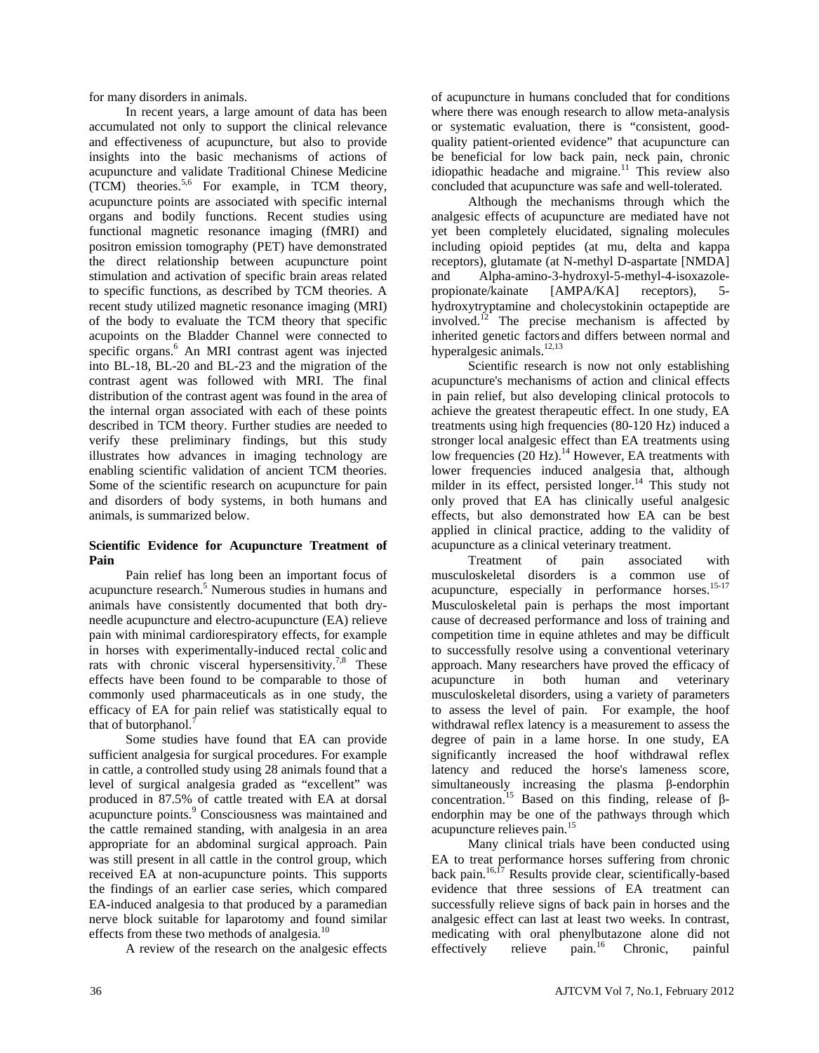for many disorders in animals.

In recent years, a large amount of data has been accumulated not only to support the clinical relevance and effectiveness of acupuncture, but also to provide insights into the basic mechanisms of actions of acupuncture and validate Traditional Chinese Medicine (TCM) theories.[5,6] For example, in TCM theory, acupuncture points are associated with specific internal organs and bodily functions. Recent studies using functional magnetic resonance imaging (fMRI) and positron emission tomography (PET) have demonstrated the direct relationship between acupuncture point stimulation and activation of specific brain areas related to specific functions, as described by TCM theories. A recent study utilized magnetic resonance imaging (MRI) of the body to evaluate the TCM theory that specific acupoints on the Bladder Channel were connected to specific organs.[6] An MRI contrast agent was injected into BL-18, BL-20 and BL-23 and the migration of the contrast agent was followed with MRI. The final distribution of the contrast agent was found in the area of the internal organ associated with each of these points described in TCM theory. Further studies are needed to verify these preliminary findings, but this study illustrates how advances in imaging technology are enabling scientific validation of ancient TCM theories. Some of the scientific research on acupuncture for pain and disorders of body systems, in both humans and animals, is summarized below.

**Scientific Evidence for Acupuncture Treatment of Pain**

Pain relief has long been an important focus of acupuncture research.[5] Numerous studies in humans and animals have consistently documented that both dry-needle acupuncture and electro-acupuncture (EA) relieve pain with minimal cardiorespiratory effects, for example in horses with experimentally-induced rectal colic and rats with chronic visceral hypersensitivity.[7,8] These effects have been found to be comparable to those of commonly used pharmaceuticals as in one study, the efficacy of EA for pain relief was statistically equal to that of butorphanol.[7]

Some studies have found that EA can provide sufficient analgesia for surgical procedures. For example in cattle, a controlled study using 28 animals found that a level of surgical analgesia graded as "excellent" was produced in 87.5% of cattle treated with EA at dorsal acupuncture points.[9] Consciousness was maintained and the cattle remained standing, with analgesia in an area appropriate for an abdominal surgical approach. Pain was still present in all cattle in the control group, which received EA at non-acupuncture points. This supports the findings of an earlier case series, which compared EA-induced analgesia to that produced by a paramedian nerve block suitable for laparotomy and found similar effects from these two methods of analgesia.[10]

A review of the research on the analgesic effects of acupuncture in humans concluded that for conditions where there was enough research to allow meta-analysis or systematic evaluation, there is "consistent, good-quality patient-oriented evidence" that acupuncture can be beneficial for low back pain, neck pain, chronic idiopathic headache and migraine.[11] This review also concluded that acupuncture was safe and well-tolerated.

Although the mechanisms through which the analgesic effects of acupuncture are mediated have not yet been completely elucidated, signaling molecules including opioid peptides (at mu, delta and kappa receptors), glutamate (at N-methyl D-aspartate [NMDA] and Alpha-amino-3-hydroxyl-5-methyl-4-isoxazole-propionate/kainate [AMPA/KA] receptors), 5-hydroxytryptamine and cholecystokinin octapeptide are involved.[12] The precise mechanism is affected by inherited genetic factors and differs between normal and hyperalgesic animals.[12,13]

Scientific research is now not only establishing acupuncture's mechanisms of action and clinical effects in pain relief, but also developing clinical protocols to achieve the greatest therapeutic effect. In one study, EA treatments using high frequencies (80-120 Hz) induced a stronger local analgesic effect than EA treatments using low frequencies (20 Hz).[14] However, EA treatments with lower frequencies induced analgesia that, although milder in its effect, persisted longer.[14] This study not only proved that EA has clinically useful analgesic effects, but also demonstrated how EA can be best applied in clinical practice, adding to the validity of acupuncture as a clinical veterinary treatment.

Treatment of pain associated with musculoskeletal disorders is a common use of acupuncture, especially in performance horses.[15-17] Musculoskeletal pain is perhaps the most important cause of decreased performance and loss of training and competition time in equine athletes and may be difficult to successfully resolve using a conventional veterinary approach. Many researchers have proved the efficacy of acupuncture in both human and veterinary musculoskeletal disorders, using a variety of parameters to assess the level of pain. For example, the hoof withdrawal reflex latency is a measurement to assess the degree of pain in a lame horse. In one study, EA significantly increased the hoof withdrawal reflex latency and reduced the horse's lameness score, simultaneously increasing the plasma β-endorphin concentration.[15] Based on this finding, release of β-endorphin may be one of the pathways through which acupuncture relieves pain.[15]

Many clinical trials have been conducted using EA to treat performance horses suffering from chronic back pain.[16,17] Results provide clear, scientifically-based evidence that three sessions of EA treatment can successfully relieve signs of back pain in horses and the analgesic effect can last at least two weeks. In contrast, medicating with oral phenylbutazone alone did not effectively relieve pain.[16] Chronic, painful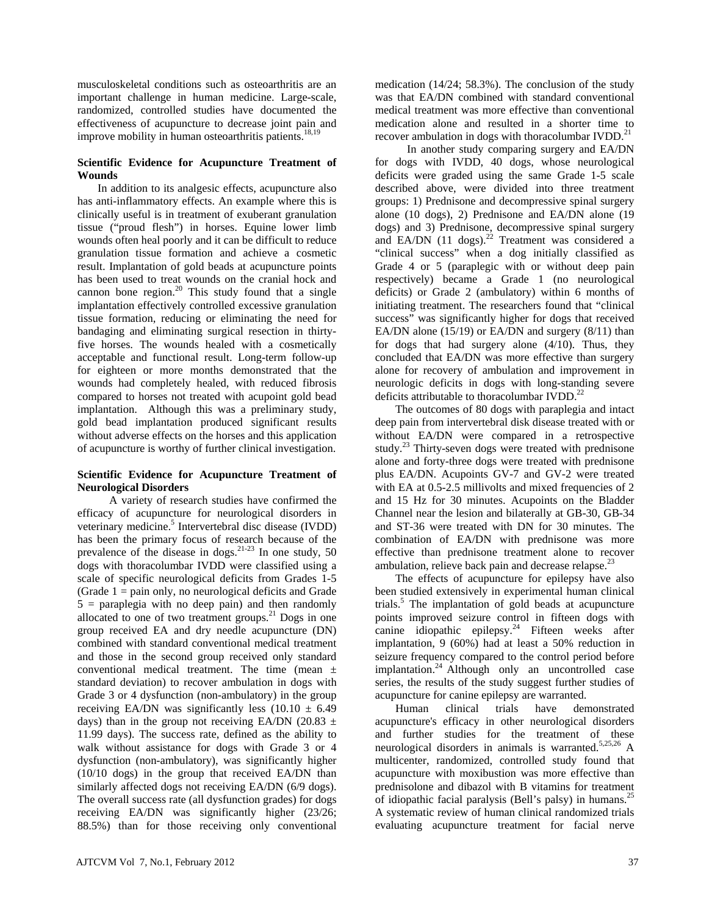musculoskeletal conditions such as osteoarthritis are an important challenge in human medicine. Large-scale, randomized, controlled studies have documented the effectiveness of acupuncture to decrease joint pain and improve mobility in human osteoarthritis patients.[18,19]

**Scientific Evidence for Acupuncture Treatment of Wounds**

In addition to its analgesic effects, acupuncture also has anti-inflammatory effects. An example where this is clinically useful is in treatment of exuberant granulation tissue ("proud flesh") in horses. Equine lower limb wounds often heal poorly and it can be difficult to reduce granulation tissue formation and achieve a cosmetic result. Implantation of gold beads at acupuncture points has been used to treat wounds on the cranial hock and cannon bone region.[20] This study found that a single implantation effectively controlled excessive granulation tissue formation, reducing or eliminating the need for bandaging and eliminating surgical resection in thirty-five horses. The wounds healed with a cosmetically acceptable and functional result. Long-term follow-up for eighteen or more months demonstrated that the wounds had completely healed, with reduced fibrosis compared to horses not treated with acupoint gold bead implantation. Although this was a preliminary study, gold bead implantation produced significant results without adverse effects on the horses and this application of acupuncture is worthy of further clinical investigation.

**Scientific Evidence for Acupuncture Treatment of Neurological Disorders**

A variety of research studies have confirmed the efficacy of acupuncture for neurological disorders in veterinary medicine.[5] Intervertebral disc disease (IVDD) has been the primary focus of research because of the prevalence of the disease in dogs.[21-23] In one study, 50 dogs with thoracolumbar IVDD were classified using a scale of specific neurological deficits from Grades 1-5 (Grade 1 = pain only, no neurological deficits and Grade 5 = paraplegia with no deep pain) and then randomly allocated to one of two treatment groups.[21] Dogs in one group received EA and dry needle acupuncture (DN) combined with standard conventional medical treatment and those in the second group received only standard conventional medical treatment. The time (mean ± standard deviation) to recover ambulation in dogs with Grade 3 or 4 dysfunction (non-ambulatory) in the group receiving EA/DN was significantly less (10.10 ± 6.49 days) than in the group not receiving EA/DN (20.83 ± 11.99 days). The success rate, defined as the ability to walk without assistance for dogs with Grade 3 or 4 dysfunction (non-ambulatory), was significantly higher (10/10 dogs) in the group that received EA/DN than similarly affected dogs not receiving EA/DN (6/9 dogs). The overall success rate (all dysfunction grades) for dogs receiving EA/DN was significantly higher (23/26; 88.5%) than for those receiving only conventional medication (14/24; 58.3%). The conclusion of the study was that EA/DN combined with standard conventional medical treatment was more effective than conventional medication alone and resulted in a shorter time to recover ambulation in dogs with thoracolumbar IVDD.[21]

In another study comparing surgery and EA/DN for dogs with IVDD, 40 dogs, whose neurological deficits were graded using the same Grade 1-5 scale described above, were divided into three treatment groups: 1) Prednisone and decompressive spinal surgery alone (10 dogs), 2) Prednisone and EA/DN alone (19 dogs) and 3) Prednisone, decompressive spinal surgery and EA/DN (11 dogs).[22] Treatment was considered a "clinical success" when a dog initially classified as Grade 4 or 5 (paraplegic with or without deep pain respectively) became a Grade 1 (no neurological deficits) or Grade 2 (ambulatory) within 6 months of initiating treatment. The researchers found that "clinical success" was significantly higher for dogs that received EA/DN alone (15/19) or EA/DN and surgery (8/11) than for dogs that had surgery alone (4/10). Thus, they concluded that EA/DN was more effective than surgery alone for recovery of ambulation and improvement in neurologic deficits in dogs with long-standing severe deficits attributable to thoracolumbar IVDD.[22]

The outcomes of 80 dogs with paraplegia and intact deep pain from intervertebral disk disease treated with or without EA/DN were compared in a retrospective study.[23] Thirty-seven dogs were treated with prednisone alone and forty-three dogs were treated with prednisone plus EA/DN. Acupoints GV-7 and GV-2 were treated with EA at 0.5-2.5 millivolts and mixed frequencies of 2 and 15 Hz for 30 minutes. Acupoints on the Bladder Channel near the lesion and bilaterally at GB-30, GB-34 and ST-36 were treated with DN for 30 minutes. The combination of EA/DN with prednisone was more effective than prednisone treatment alone to recover ambulation, relieve back pain and decrease relapse.[23]

The effects of acupuncture for epilepsy have also been studied extensively in experimental human clinical trials.[5] The implantation of gold beads at acupuncture points improved seizure control in fifteen dogs with canine idiopathic epilepsy.[24] Fifteen weeks after implantation, 9 (60%) had at least a 50% reduction in seizure frequency compared to the control period before implantation.[24] Although only an uncontrolled case series, the results of the study suggest further studies of acupuncture for canine epilepsy are warranted.

Human clinical trials have demonstrated acupuncture's efficacy in other neurological disorders and further studies for the treatment of these neurological disorders in animals is warranted.[5,25,26] A multicenter, randomized, controlled study found that acupuncture with moxibustion was more effective than prednisolone and dibazol with B vitamins for treatment of idiopathic facial paralysis (Bell's palsy) in humans.[25] A systematic review of human clinical randomized trials evaluating acupuncture treatment for facial nerve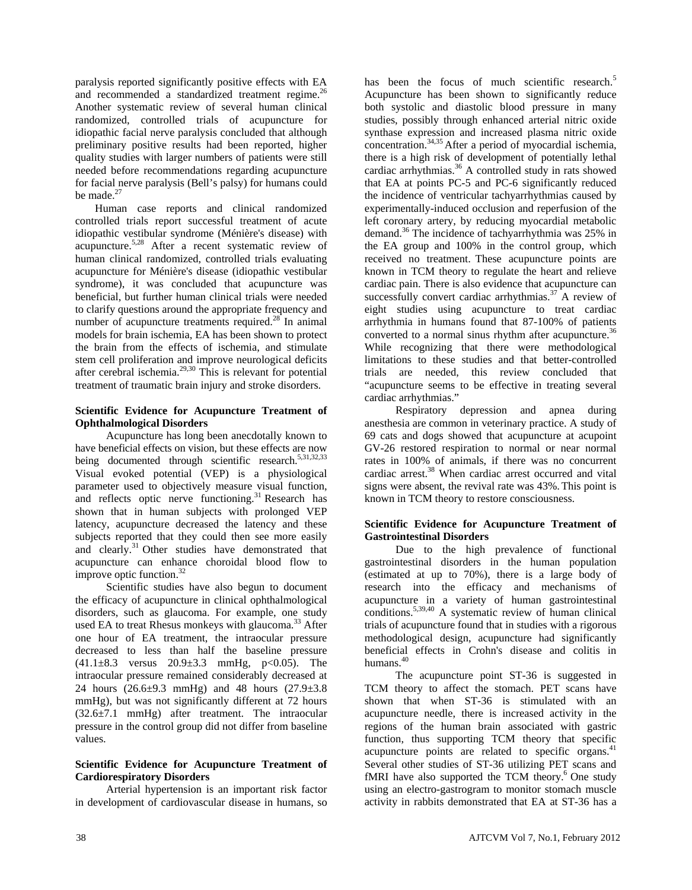paralysis reported significantly positive effects with EA and recommended a standardized treatment regime.[26] Another systematic review of several human clinical randomized, controlled trials of acupuncture for idiopathic facial nerve paralysis concluded that although preliminary positive results had been reported, higher quality studies with larger numbers of patients were still needed before recommendations regarding acupuncture for facial nerve paralysis (Bell's palsy) for humans could be made.[27]

Human case reports and clinical randomized controlled trials report successful treatment of acute idiopathic vestibular syndrome (Ménière's disease) with acupuncture.[5,28] After a recent systematic review of human clinical randomized, controlled trials evaluating acupuncture for Ménière's disease (idiopathic vestibular syndrome), it was concluded that acupuncture was beneficial, but further human clinical trials were needed to clarify questions around the appropriate frequency and number of acupuncture treatments required.[28] In animal models for brain ischemia, EA has been shown to protect the brain from the effects of ischemia, and stimulate stem cell proliferation and improve neurological deficits after cerebral ischemia.[29,30] This is relevant for potential treatment of traumatic brain injury and stroke disorders.

**Scientific Evidence for Acupuncture Treatment of Ophthalmological Disorders**

Acupuncture has long been anecdotally known to have beneficial effects on vision, but these effects are now being documented through scientific research.[5,31,32,33] Visual evoked potential (VEP) is a physiological parameter used to objectively measure visual function, and reflects optic nerve functioning.[31] Research has shown that in human subjects with prolonged VEP latency, acupuncture decreased the latency and these subjects reported that they could then see more easily and clearly.[31] Other studies have demonstrated that acupuncture can enhance choroidal blood flow to improve optic function.[32]

Scientific studies have also begun to document the efficacy of acupuncture in clinical ophthalmological disorders, such as glaucoma. For example, one study used EA to treat Rhesus monkeys with glaucoma.[33] After one hour of EA treatment, the intraocular pressure decreased to less than half the baseline pressure (41.1±8.3 versus 20.9±3.3 mmHg, $p<0.05$). The intraocular pressure remained considerably decreased at 24 hours (26.6±9.3 mmHg) and 48 hours (27.9±3.8 mmHg), but was not significantly different at 72 hours (32.6±7.1 mmHg) after treatment. The intraocular pressure in the control group did not differ from baseline values.

**Scientific Evidence for Acupuncture Treatment of Cardiorespiratory Disorders**

Arterial hypertension is an important risk factor in development of cardiovascular disease in humans, so has been the focus of much scientific research.[5] Acupuncture has been shown to significantly reduce both systolic and diastolic blood pressure in many studies, possibly through enhanced arterial nitric oxide synthase expression and increased plasma nitric oxide concentration.[34,35] After a period of myocardial ischemia, there is a high risk of development of potentially lethal cardiac arrhythmias.[36] A controlled study in rats showed that EA at points PC-5 and PC-6 significantly reduced the incidence of ventricular tachyarrhythmias caused by experimentally-induced occlusion and reperfusion of the left coronary artery, by reducing myocardial metabolic demand.[36] The incidence of tachyarrhythmia was 25% in the EA group and 100% in the control group, which received no treatment. These acupuncture points are known in TCM theory to regulate the heart and relieve cardiac pain. There is also evidence that acupuncture can successfully convert cardiac arrhythmias.[37] A review of eight studies using acupuncture to treat cardiac arrhythmia in humans found that 87-100% of patients converted to a normal sinus rhythm after acupuncture.[36] While recognizing that there were methodological limitations to these studies and that better-controlled trials are needed, this review concluded that "acupuncture seems to be effective in treating several cardiac arrhythmias."

Respiratory depression and apnea during anesthesia are common in veterinary practice. A study of 69 cats and dogs showed that acupuncture at acupoint GV-26 restored respiration to normal or near normal rates in 100% of animals, if there was no concurrent cardiac arrest.[38] When cardiac arrest occurred and vital signs were absent, the revival rate was 43%. This point is known in TCM theory to restore consciousness.

**Scientific Evidence for Acupuncture Treatment of Gastrointestinal Disorders**

Due to the high prevalence of functional gastrointestinal disorders in the human population (estimated at up to 70%), there is a large body of research into the efficacy and mechanisms of acupuncture in a variety of human gastrointestinal conditions.[5,39,40] A systematic review of human clinical trials of acupuncture found that in studies with a rigorous methodological design, acupuncture had significantly beneficial effects in Crohn's disease and colitis in humans.[40]

The acupuncture point ST-36 is suggested in TCM theory to affect the stomach. PET scans have shown that when ST-36 is stimulated with an acupuncture needle, there is increased activity in the regions of the human brain associated with gastric function, thus supporting TCM theory that specific acupuncture points are related to specific organs.[41] Several other studies of ST-36 utilizing PET scans and fMRI have also supported the TCM theory.[6] One study using an electro-gastrogram to monitor stomach muscle activity in rabbits demonstrated that EA at ST-36 has a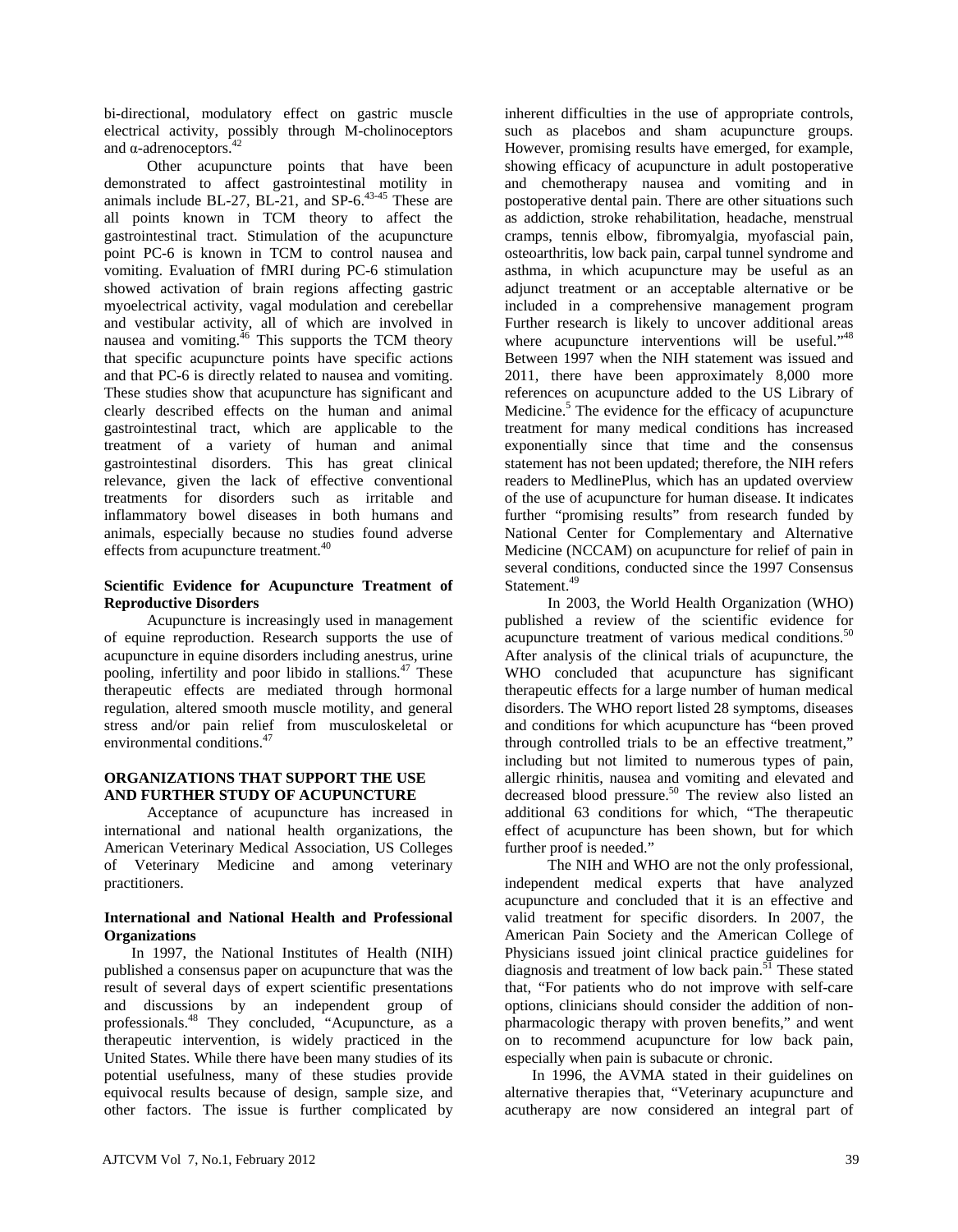bi-directional, modulatory effect on gastric muscle electrical activity, possibly through M-cholinoceptors and α-adrenoceptors.[42]

Other acupuncture points that have been demonstrated to affect gastrointestinal motility in animals include BL-27, BL-21, and SP-6.[43-45] These are all points known in TCM theory to affect the gastrointestinal tract. Stimulation of the acupuncture point PC-6 is known in TCM to control nausea and vomiting. Evaluation of fMRI during PC-6 stimulation showed activation of brain regions affecting gastric myoelectrical activity, vagal modulation and cerebellar and vestibular activity, all of which are involved in nausea and vomiting.[46] This supports the TCM theory that specific acupuncture points have specific actions and that PC-6 is directly related to nausea and vomiting. These studies show that acupuncture has significant and clearly described effects on the human and animal gastrointestinal tract, which are applicable to the treatment of a variety of human and animal gastrointestinal disorders. This has great clinical relevance, given the lack of effective conventional treatments for disorders such as irritable and inflammatory bowel diseases in both humans and animals, especially because no studies found adverse effects from acupuncture treatment.[40]

### Scientific Evidence for Acupuncture Treatment of Reproductive Disorders

Acupuncture is increasingly used in management of equine reproduction. Research supports the use of acupuncture in equine disorders including anestrus, urine pooling, infertility and poor libido in stallions.[47] These therapeutic effects are mediated through hormonal regulation, altered smooth muscle motility, and general stress and/or pain relief from musculoskeletal or environmental conditions.[47]

## ORGANIZATIONS THAT SUPPORT THE USE AND FURTHER STUDY OF ACUPUNCTURE

Acceptance of acupuncture has increased in international and national health organizations, the American Veterinary Medical Association, US Colleges of Veterinary Medicine and among veterinary practitioners.

### International and National Health and Professional Organizations

In 1997, the National Institutes of Health (NIH) published a consensus paper on acupuncture that was the result of several days of expert scientific presentations and discussions by an independent group of professionals.[48] They concluded, "Acupuncture, as a therapeutic intervention, is widely practiced in the United States. While there have been many studies of its potential usefulness, many of these studies provide equivocal results because of design, sample size, and other factors. The issue is further complicated by inherent difficulties in the use of appropriate controls, such as placebos and sham acupuncture groups. However, promising results have emerged, for example, showing efficacy of acupuncture in adult postoperative and chemotherapy nausea and vomiting and in postoperative dental pain. There are other situations such as addiction, stroke rehabilitation, headache, menstrual cramps, tennis elbow, fibromyalgia, myofascial pain, osteoarthritis, low back pain, carpal tunnel syndrome and asthma, in which acupuncture may be useful as an adjunct treatment or an acceptable alternative or be included in a comprehensive management program Further research is likely to uncover additional areas where acupuncture interventions will be useful."[48] Between 1997 when the NIH statement was issued and 2011, there have been approximately 8,000 more references on acupuncture added to the US Library of Medicine.[5] The evidence for the efficacy of acupuncture treatment for many medical conditions has increased exponentially since that time and the consensus statement has not been updated; therefore, the NIH refers readers to MedlinePlus, which has an updated overview of the use of acupuncture for human disease. It indicates further "promising results" from research funded by National Center for Complementary and Alternative Medicine (NCCAM) on acupuncture for relief of pain in several conditions, conducted since the 1997 Consensus Statement.[49]

In 2003, the World Health Organization (WHO) published a review of the scientific evidence for acupuncture treatment of various medical conditions.[50] After analysis of the clinical trials of acupuncture, the WHO concluded that acupuncture has significant therapeutic effects for a large number of human medical disorders. The WHO report listed 28 symptoms, diseases and conditions for which acupuncture has "been proved through controlled trials to be an effective treatment," including but not limited to numerous types of pain, allergic rhinitis, nausea and vomiting and elevated and decreased blood pressure.[50] The review also listed an additional 63 conditions for which, "The therapeutic effect of acupuncture has been shown, but for which further proof is needed."

The NIH and WHO are not the only professional, independent medical experts that have analyzed acupuncture and concluded that it is an effective and valid treatment for specific disorders. In 2007, the American Pain Society and the American College of Physicians issued joint clinical practice guidelines for diagnosis and treatment of low back pain.[51] These stated that, "For patients who do not improve with self-care options, clinicians should consider the addition of non-pharmacologic therapy with proven benefits," and went on to recommend acupuncture for low back pain, especially when pain is subacute or chronic.

In 1996, the AVMA stated in their guidelines on alternative therapies that, "Veterinary acupuncture and acutherapy are now considered an integral part of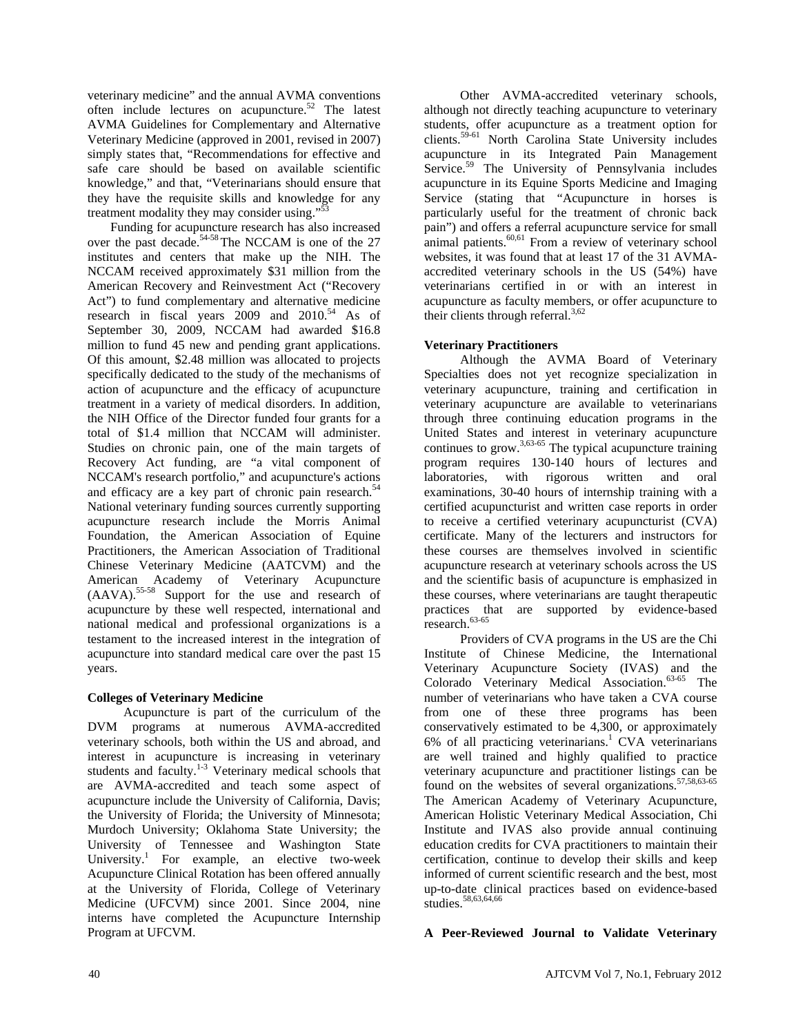veterinary medicine" and the annual AVMA conventions often include lectures on acupuncture.[52] The latest AVMA Guidelines for Complementary and Alternative Veterinary Medicine (approved in 2001, revised in 2007) simply states that, "Recommendations for effective and safe care should be based on available scientific knowledge," and that, "Veterinarians should ensure that they have the requisite skills and knowledge for any treatment modality they may consider using."[53]

Funding for acupuncture research has also increased over the past decade.[54-58] The NCCAM is one of the 27 institutes and centers that make up the NIH. The NCCAM received approximately $31 million from the American Recovery and Reinvestment Act ("Recovery Act") to fund complementary and alternative medicine research in fiscal years 2009 and 2010.[54] As of September 30, 2009, NCCAM had awarded $16.8 million to fund 45 new and pending grant applications. Of this amount, $2.48 million was allocated to projects specifically dedicated to the study of the mechanisms of action of acupuncture and the efficacy of acupuncture treatment in a variety of medical disorders. In addition, the NIH Office of the Director funded four grants for a total of $1.4 million that NCCAM will administer. Studies on chronic pain, one of the main targets of Recovery Act funding, are "a vital component of NCCAM's research portfolio," and acupuncture's actions and efficacy are a key part of chronic pain research.[54] National veterinary funding sources currently supporting acupuncture research include the Morris Animal Foundation, the American Association of Equine Practitioners, the American Association of Traditional Chinese Veterinary Medicine (AATCVM) and the American Academy of Veterinary Acupuncture (AAVA).[55-58] Support for the use and research of acupuncture by these well respected, international and national medical and professional organizations is a testament to the increased interest in the integration of acupuncture into standard medical care over the past 15 years.

**Colleges of Veterinary Medicine**

Acupuncture is part of the curriculum of the DVM programs at numerous AVMA-accredited veterinary schools, both within the US and abroad, and interest in acupuncture is increasing in veterinary students and faculty.[1-3] Veterinary medical schools that are AVMA-accredited and teach some aspect of acupuncture include the University of California, Davis; the University of Florida; the University of Minnesota; Murdoch University; Oklahoma State University; the University of Tennessee and Washington State University.[1] For example, an elective two-week Acupuncture Clinical Rotation has been offered annually at the University of Florida, College of Veterinary Medicine (UFCVM) since 2001. Since 2004, nine interns have completed the Acupuncture Internship Program at UFCVM.

Other AVMA-accredited veterinary schools, although not directly teaching acupuncture to veterinary students, offer acupuncture as a treatment option for clients.[59-61] North Carolina State University includes acupuncture in its Integrated Pain Management Service.[59] The University of Pennsylvania includes acupuncture in its Equine Sports Medicine and Imaging Service (stating that "Acupuncture in horses is particularly useful for the treatment of chronic back pain") and offers a referral acupuncture service for small animal patients.[60,61] From a review of veterinary school websites, it was found that at least 17 of the 31 AVMA-accredited veterinary schools in the US (54%) have veterinarians certified in or with an interest in acupuncture as faculty members, or offer acupuncture to their clients through referral.[3,62]

**Veterinary Practitioners**

Although the AVMA Board of Veterinary Specialties does not yet recognize specialization in veterinary acupuncture, training and certification in veterinary acupuncture are available to veterinarians through three continuing education programs in the United States and interest in veterinary acupuncture continues to grow.[3,63-65] The typical acupuncture training program requires 130-140 hours of lectures and laboratories, with rigorous written and oral examinations, 30-40 hours of internship training with a certified acupuncturist and written case reports in order to receive a certified veterinary acupuncturist (CVA) certificate. Many of the lecturers and instructors for these courses are themselves involved in scientific acupuncture research at veterinary schools across the US and the scientific basis of acupuncture is emphasized in these courses, where veterinarians are taught therapeutic practices that are supported by evidence-based research.[63-65]

Providers of CVA programs in the US are the Chi Institute of Chinese Medicine, the International Veterinary Acupuncture Society (IVAS) and the Colorado Veterinary Medical Association.[63-65] The number of veterinarians who have taken a CVA course from one of these three programs has been conservatively estimated to be 4,300, or approximately 6% of all practicing veterinarians.[1] CVA veterinarians are well trained and highly qualified to practice veterinary acupuncture and practitioner listings can be found on the websites of several organizations.[57,58,63-65] The American Academy of Veterinary Acupuncture, American Holistic Veterinary Medical Association, Chi Institute and IVAS also provide annual continuing education credits for CVA practitioners to maintain their certification, continue to develop their skills and keep informed of current scientific research and the best, most up-to-date clinical practices based on evidence-based studies.[58,63,64,66]

**A Peer-Reviewed Journal to Validate Veterinary**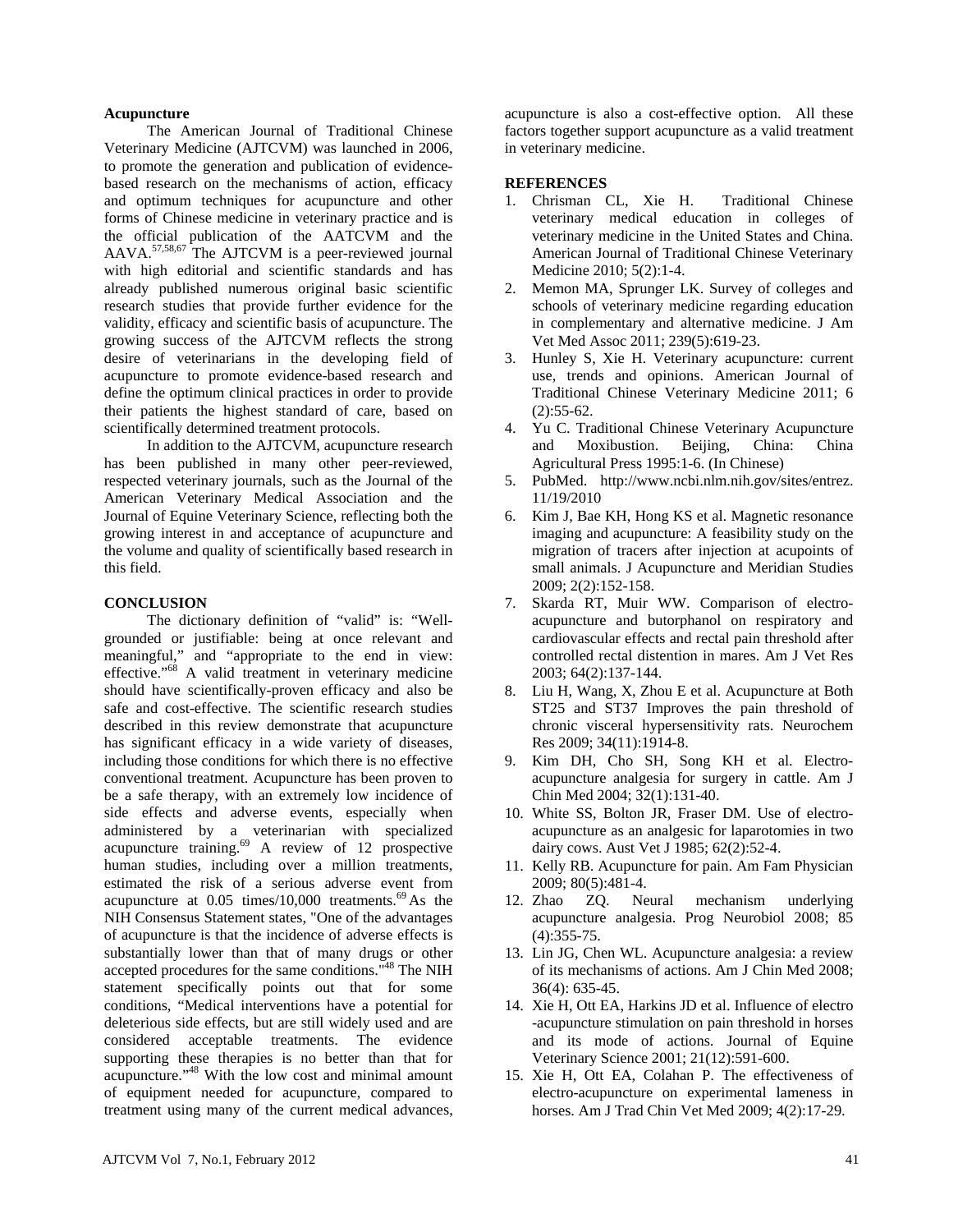## Acupuncture

The American Journal of Traditional Chinese Veterinary Medicine (AJTCVM) was launched in 2006, to promote the generation and publication of evidence-based research on the mechanisms of action, efficacy and optimum techniques for acupuncture and other forms of Chinese medicine in veterinary practice and is the official publication of the AATCVM and the AAVA.[57,58,67] The AJTCVM is a peer-reviewed journal with high editorial and scientific standards and has already published numerous original basic scientific research studies that provide further evidence for the validity, efficacy and scientific basis of acupuncture. The growing success of the AJTCVM reflects the strong desire of veterinarians in the developing field of acupuncture to promote evidence-based research and define the optimum clinical practices in order to provide their patients the highest standard of care, based on scientifically determined treatment protocols.

In addition to the AJTCVM, acupuncture research has been published in many other peer-reviewed, respected veterinary journals, such as the Journal of the American Veterinary Medical Association and the Journal of Equine Veterinary Science, reflecting both the growing interest in and acceptance of acupuncture and the volume and quality of scientifically based research in this field.

## CONCLUSION

The dictionary definition of "valid" is: "Well-grounded or justifiable: being at once relevant and meaningful," and "appropriate to the end in view: effective."[68] A valid treatment in veterinary medicine should have scientifically-proven efficacy and also be safe and cost-effective. The scientific research studies described in this review demonstrate that acupuncture has significant efficacy in a wide variety of diseases, including those conditions for which there is no effective conventional treatment. Acupuncture has been proven to be a safe therapy, with an extremely low incidence of side effects and adverse events, especially when administered by a veterinarian with specialized acupuncture training.[69] A review of 12 prospective human studies, including over a million treatments, estimated the risk of a serious adverse event from acupuncture at 0.05 times/10,000 treatments.[69] As the NIH Consensus Statement states, "One of the advantages of acupuncture is that the incidence of adverse effects is substantially lower than that of many drugs or other accepted procedures for the same conditions."[48] The NIH statement specifically points out that for some conditions, "Medical interventions have a potential for deleterious side effects, but are still widely used and are considered acceptable treatments. The evidence supporting these therapies is no better than that for acupuncture."[48] With the low cost and minimal amount of equipment needed for acupuncture, compared to treatment using many of the current medical advances, acupuncture is also a cost-effective option. All these factors together support acupuncture as a valid treatment in veterinary medicine.

## REFERENCES

1. Chrisman CL, Xie H. Traditional Chinese veterinary medical education in colleges of veterinary medicine in the United States and China. American Journal of Traditional Chinese Veterinary Medicine 2010; 5(2):1-4.
2. Memon MA, Sprunger LK. Survey of colleges and schools of veterinary medicine regarding education in complementary and alternative medicine. J Am Vet Med Assoc 2011; 239(5):619-23.
3. Hunley S, Xie H. Veterinary acupuncture: current use, trends and opinions. American Journal of Traditional Chinese Veterinary Medicine 2011; 6 (2):55-62.
4. Yu C. Traditional Chinese Veterinary Acupuncture and Moxibustion. Beijing, China: China Agricultural Press 1995:1-6. (In Chinese)
5. PubMed. http://www.ncbi.nlm.nih.gov/sites/entrez. 11/19/2010
6. Kim J, Bae KH, Hong KS et al. Magnetic resonance imaging and acupuncture: A feasibility study on the migration of tracers after injection at acupoints of small animals. J Acupuncture and Meridian Studies 2009; 2(2):152-158.
7. Skarda RT, Muir WW. Comparison of electro-acupuncture and butorphanol on respiratory and cardiovascular effects and rectal pain threshold after controlled rectal distention in mares. Am J Vet Res 2003; 64(2):137-144.
8. Liu H, Wang, X, Zhou E et al. Acupuncture at Both ST25 and ST37 Improves the pain threshold of chronic visceral hypersensitivity rats. Neurochem Res 2009; 34(11):1914-8.
9. Kim DH, Cho SH, Song KH et al. Electro-acupuncture analgesia for surgery in cattle. Am J Chin Med 2004; 32(1):131-40.
10. White SS, Bolton JR, Fraser DM. Use of electro-acupuncture as an analgesic for laparotomies in two dairy cows. Aust Vet J 1985; 62(2):52-4.
11. Kelly RB. Acupuncture for pain. Am Fam Physician 2009; 80(5):481-4.
12. Zhao ZQ. Neural mechanism underlying acupuncture analgesia. Prog Neurobiol 2008; 85 (4):355-75.
13. Lin JG, Chen WL. Acupuncture analgesia: a review of its mechanisms of actions. Am J Chin Med 2008; 36(4): 635-45.
14. Xie H, Ott EA, Harkins JD et al. Influence of electro -acupuncture stimulation on pain threshold in horses and its mode of actions. Journal of Equine Veterinary Science 2001; 21(12):591-600.
15. Xie H, Ott EA, Colahan P. The effectiveness of electro-acupuncture on experimental lameness in horses. Am J Trad Chin Vet Med 2009; 4(2):17-29.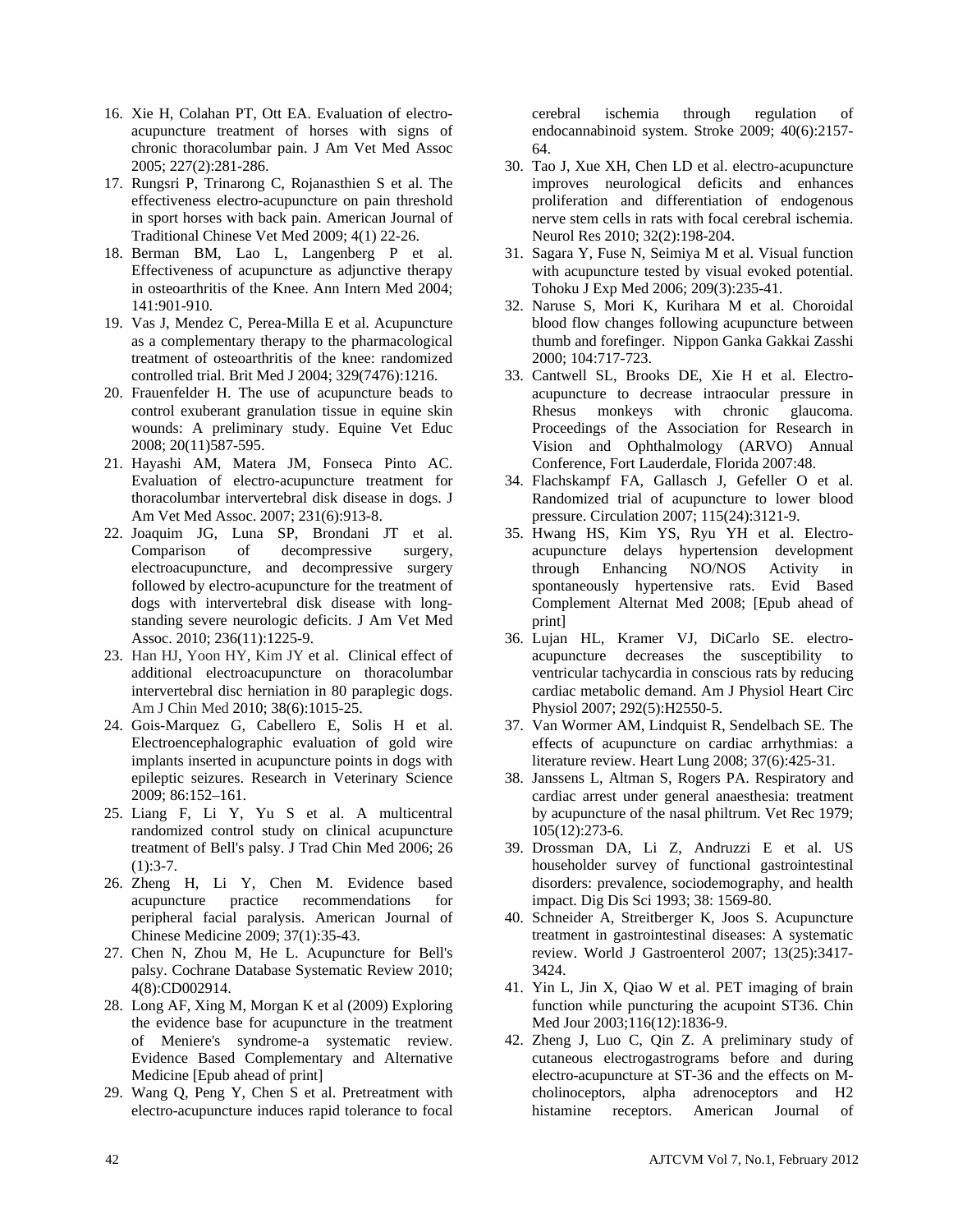16. Xie H, Colahan PT, Ott EA. Evaluation of electro-acupuncture treatment of horses with signs of chronic thoracolumbar pain. J Am Vet Med Assoc 2005; 227(2):281-286.
17. Rungsri P, Trinarong C, Rojanasthien S et al. The effectiveness electro-acupuncture on pain threshold in sport horses with back pain. American Journal of Traditional Chinese Vet Med 2009; 4(1) 22-26.
18. Berman BM, Lao L, Langenberg P et al. Effectiveness of acupuncture as adjunctive therapy in osteoarthritis of the Knee. Ann Intern Med 2004; 141:901-910.
19. Vas J, Mendez C, Perea-Milla E et al. Acupuncture as a complementary therapy to the pharmacological treatment of osteoarthritis of the knee: randomized controlled trial. Brit Med J 2004; 329(7476):1216.
20. Frauenfelder H. The use of acupuncture beads to control exuberant granulation tissue in equine skin wounds: A preliminary study. Equine Vet Educ 2008; 20(11)587-595.
21. Hayashi AM, Matera JM, Fonseca Pinto AC. Evaluation of electro-acupuncture treatment for thoracolumbar intervertebral disk disease in dogs. J Am Vet Med Assoc. 2007; 231(6):913-8.
22. Joaquim JG, Luna SP, Brondani JT et al. Comparison of decompressive surgery, electroacupuncture, and decompressive surgery followed by electro-acupuncture for the treatment of dogs with intervertebral disk disease with long-standing severe neurologic deficits. J Am Vet Med Assoc. 2010; 236(11):1225-9.
23. Han HJ, Yoon HY, Kim JY et al. Clinical effect of additional electroacupuncture on thoracolumbar intervertebral disc herniation in 80 paraplegic dogs. Am J Chin Med 2010; 38(6):1015-25.
24. Gois-Marquez G, Cabellero E, Solis H et al. Electroencephalographic evaluation of gold wire implants inserted in acupuncture points in dogs with epileptic seizures. Research in Veterinary Science 2009; 86:152–161.
25. Liang F, Li Y, Yu S et al. A multicentral randomized control study on clinical acupuncture treatment of Bell's palsy. J Trad Chin Med 2006; 26 (1):3-7.
26. Zheng H, Li Y, Chen M. Evidence based acupuncture practice recommendations for peripheral facial paralysis. American Journal of Chinese Medicine 2009; 37(1):35-43.
27. Chen N, Zhou M, He L. Acupuncture for Bell's palsy. Cochrane Database Systematic Review 2010; 4(8):CD002914.
28. Long AF, Xing M, Morgan K et al (2009) Exploring the evidence base for acupuncture in the treatment of Meniere's syndrome-a systematic review. Evidence Based Complementary and Alternative Medicine [Epub ahead of print]
29. Wang Q, Peng Y, Chen S et al. Pretreatment with electro-acupuncture induces rapid tolerance to focal cerebral ischemia through regulation of endocannabinoid system. Stroke 2009; 40(6):2157-64.
30. Tao J, Xue XH, Chen LD et al. electro-acupuncture improves neurological deficits and enhances proliferation and differentiation of endogenous nerve stem cells in rats with focal cerebral ischemia. Neurol Res 2010; 32(2):198-204.
31. Sagara Y, Fuse N, Seimiya M et al. Visual function with acupuncture tested by visual evoked potential. Tohoku J Exp Med 2006; 209(3):235-41.
32. Naruse S, Mori K, Kurihara M et al. Choroidal blood flow changes following acupuncture between thumb and forefinger. Nippon Ganka Gakkai Zasshi 2000; 104:717-723.
33. Cantwell SL, Brooks DE, Xie H et al. Electro-acupuncture to decrease intraocular pressure in Rhesus monkeys with chronic glaucoma. Proceedings of the Association for Research in Vision and Ophthalmology (ARVO) Annual Conference, Fort Lauderdale, Florida 2007:48.
34. Flachskampf FA, Gallasch J, Gefeller O et al. Randomized trial of acupuncture to lower blood pressure. Circulation 2007; 115(24):3121-9.
35. Hwang HS, Kim YS, Ryu YH et al. Electro-acupuncture delays hypertension development through Enhancing NO/NOS Activity in spontaneously hypertensive rats. Evid Based Complement Alternat Med 2008; [Epub ahead of print]
36. Lujan HL, Kramer VJ, DiCarlo SE. electro-acupuncture decreases the susceptibility to ventricular tachycardia in conscious rats by reducing cardiac metabolic demand. Am J Physiol Heart Circ Physiol 2007; 292(5):H2550-5.
37. Van Wormer AM, Lindquist R, Sendelbach SE. The effects of acupuncture on cardiac arrhythmias: a literature review. Heart Lung 2008; 37(6):425-31.
38. Janssens L, Altman S, Rogers PA. Respiratory and cardiac arrest under general anaesthesia: treatment by acupuncture of the nasal philtrum. Vet Rec 1979; 105(12):273-6.
39. Drossman DA, Li Z, Andruzzi E et al. US householder survey of functional gastrointestinal disorders: prevalence, sociodemography, and health impact. Dig Dis Sci 1993; 38: 1569-80.
40. Schneider A, Streitberger K, Joos S. Acupuncture treatment in gastrointestinal diseases: A systematic review. World J Gastroenterol 2007; 13(25):3417-3424.
41. Yin L, Jin X, Qiao W et al. PET imaging of brain function while puncturing the acupoint ST36. Chin Med Jour 2003;116(12):1836-9.
42. Zheng J, Luo C, Qin Z. A preliminary study of cutaneous electrogastrograms before and during electro-acupuncture at ST-36 and the effects on M-cholinoceptors, alpha adrenoceptors and H2 histamine receptors. American Journal of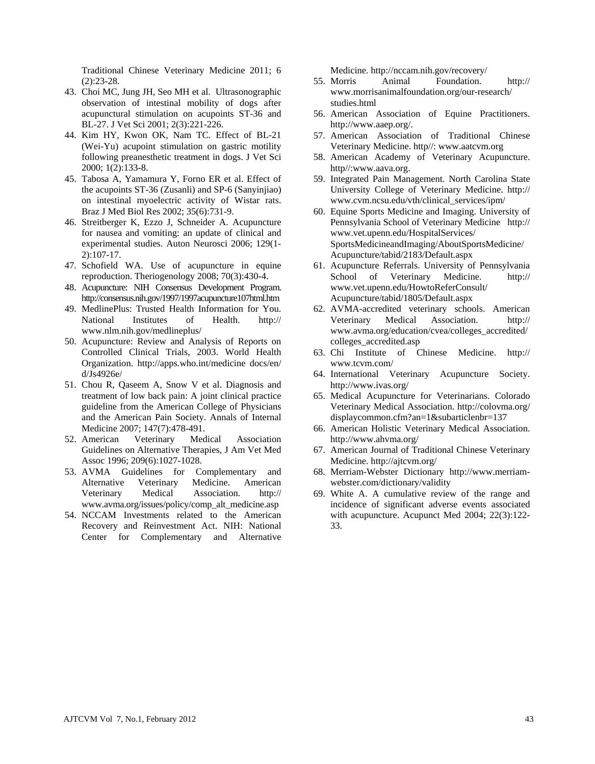Traditional Chinese Veterinary Medicine 2011; 6 (2):23-28.

43. Choi MC, Jung JH, Seo MH et al. Ultrasonographic observation of intestinal mobility of dogs after acupunctural stimulation on acupoints ST-36 and BL-27. J Vet Sci 2001; 2(3):221-226.
44. Kim HY, Kwon OK, Nam TC. Effect of BL-21 (Wei-Yu) acupoint stimulation on gastric motility following preanesthetic treatment in dogs. J Vet Sci 2000; 1(2):133-8.
45. Tabosa A, Yamamura Y, Forno ER et al. Effect of the acupoints ST-36 (Zusanli) and SP-6 (Sanyinjiao) on intestinal myoelectric activity of Wistar rats. Braz J Med Biol Res 2002; 35(6):731-9.
46. Streitberger K, Ezzo J, Schneider A. Acupuncture for nausea and vomiting: an update of clinical and experimental studies. Auton Neurosci 2006; 129(1-2):107-17.
47. Schofield WA. Use of acupuncture in equine reproduction. Theriogenology 2008; 70(3):430-4.
48. Acupuncture: NIH Consensus Development Program. http://consensus.nih.gov/1997/1997acupuncture107html.htm
49. MedlinePlus: Trusted Health Information for You. National Institutes of Health. http://www.nlm.nih.gov/medlineplus/
50. Acupuncture: Review and Analysis of Reports on Controlled Clinical Trials, 2003. World Health Organization. http://apps.who.int/medicine docs/en/d/Js4926e/
51. Chou R, Qaseem A, Snow V et al. Diagnosis and treatment of low back pain: A joint clinical practice guideline from the American College of Physicians and the American Pain Society. Annals of Internal Medicine 2007; 147(7):478-491.
52. American Veterinary Medical Association Guidelines on Alternative Therapies, J Am Vet Med Assoc 1996; 209(6):1027-1028.
53. AVMA Guidelines for Complementary and Alternative Veterinary Medicine. American Veterinary Medical Association. http://www.avma.org/issues/policy/comp_alt_medicine.asp
54. NCCAM Investments related to the American Recovery and Reinvestment Act. NIH: National Center for Complementary and Alternative Medicine. http://nccam.nih.gov/recovery/
55. Morris Animal Foundation. http://www.morrisanimalfoundation.org/our-research/studies.html
56. American Association of Equine Practitioners. http://www.aaep.org/.
57. American Association of Traditional Chinese Veterinary Medicine. http//: www.aatcvm.org
58. American Academy of Veterinary Acupuncture. http//:www.aava.org.
59. Integrated Pain Management. North Carolina State University College of Veterinary Medicine. http://www.cvm.ncsu.edu/vth/clinical_services/ipm/
60. Equine Sports Medicine and Imaging. University of Pennsylvania School of Veterinary Medicine http://www.vet.upenn.edu/HospitalServices/SportsMedicineandImaging/AboutSportsMedicine/Acupuncture/tabid/2183/Default.aspx
61. Acupuncture Referrals. University of Pennsylvania School of Veterinary Medicine. http://www.vet.upenn.edu/HowtoReferConsult/Acupuncture/tabid/1805/Default.aspx
62. AVMA-accredited veterinary schools. American Veterinary Medical Association. http://www.avma.org/education/cvea/colleges_accredited/colleges_accredited.asp
63. Chi Institute of Chinese Medicine. http://www.tcvm.com/
64. International Veterinary Acupuncture Society. http://www.ivas.org/
65. Medical Acupuncture for Veterinarians. Colorado Veterinary Medical Association. http://colovma.org/displaycommon.cfm?an=1&subarticlenbr=137
66. American Holistic Veterinary Medical Association. http://www.ahvma.org/
67. American Journal of Traditional Chinese Veterinary Medicine. http://ajtcvm.org/
68. Merriam-Webster Dictionary http://www.merriam-webster.com/dictionary/validity
69. White A. A cumulative review of the range and incidence of significant adverse events associated with acupuncture. Acupunct Med 2004; 22(3):122-33.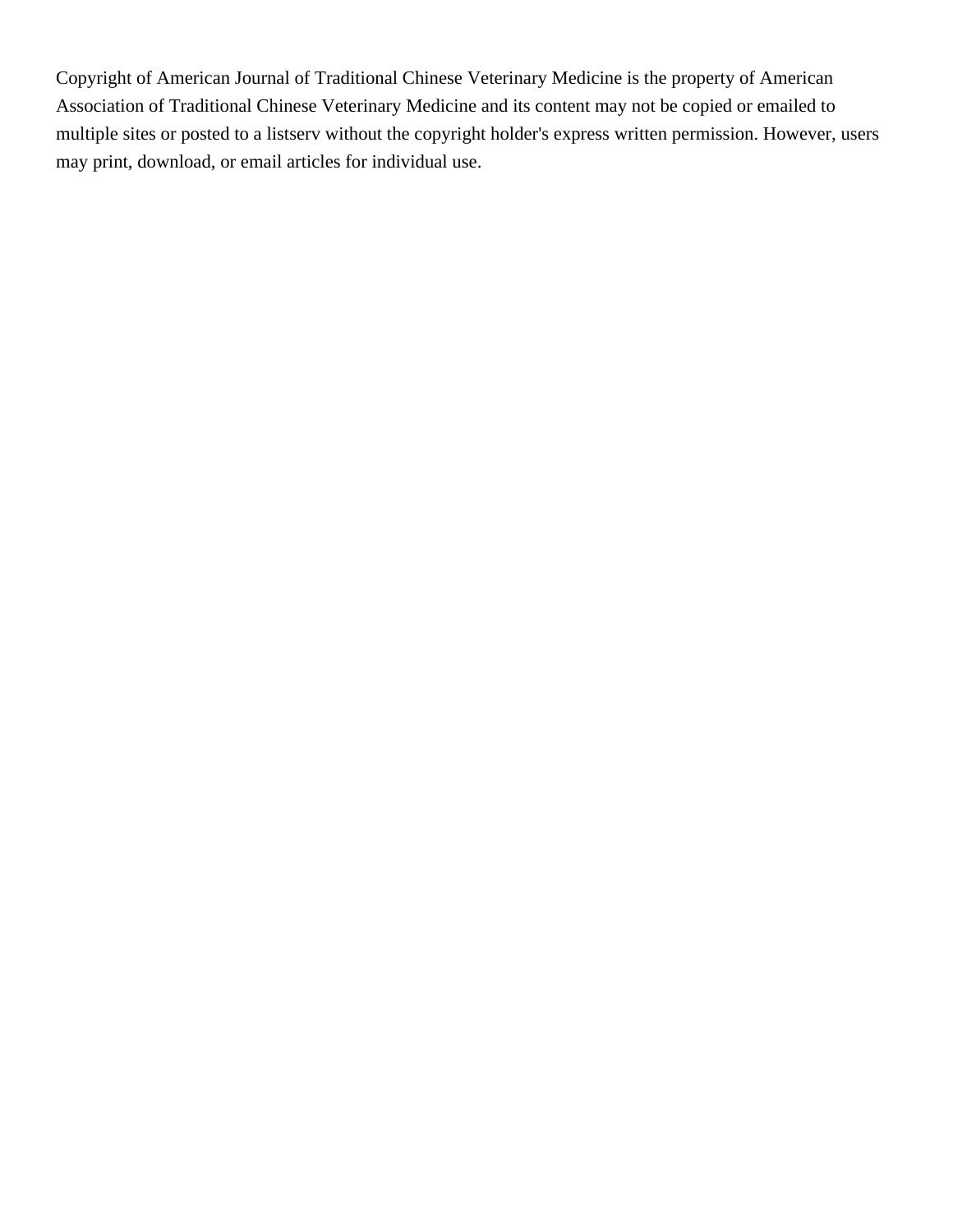Copyright of American Journal of Traditional Chinese Veterinary Medicine is the property of American Association of Traditional Chinese Veterinary Medicine and its content may not be copied or emailed to multiple sites or posted to a listserv without the copyright holder's express written permission. However, users may print, download, or email articles for individual use.